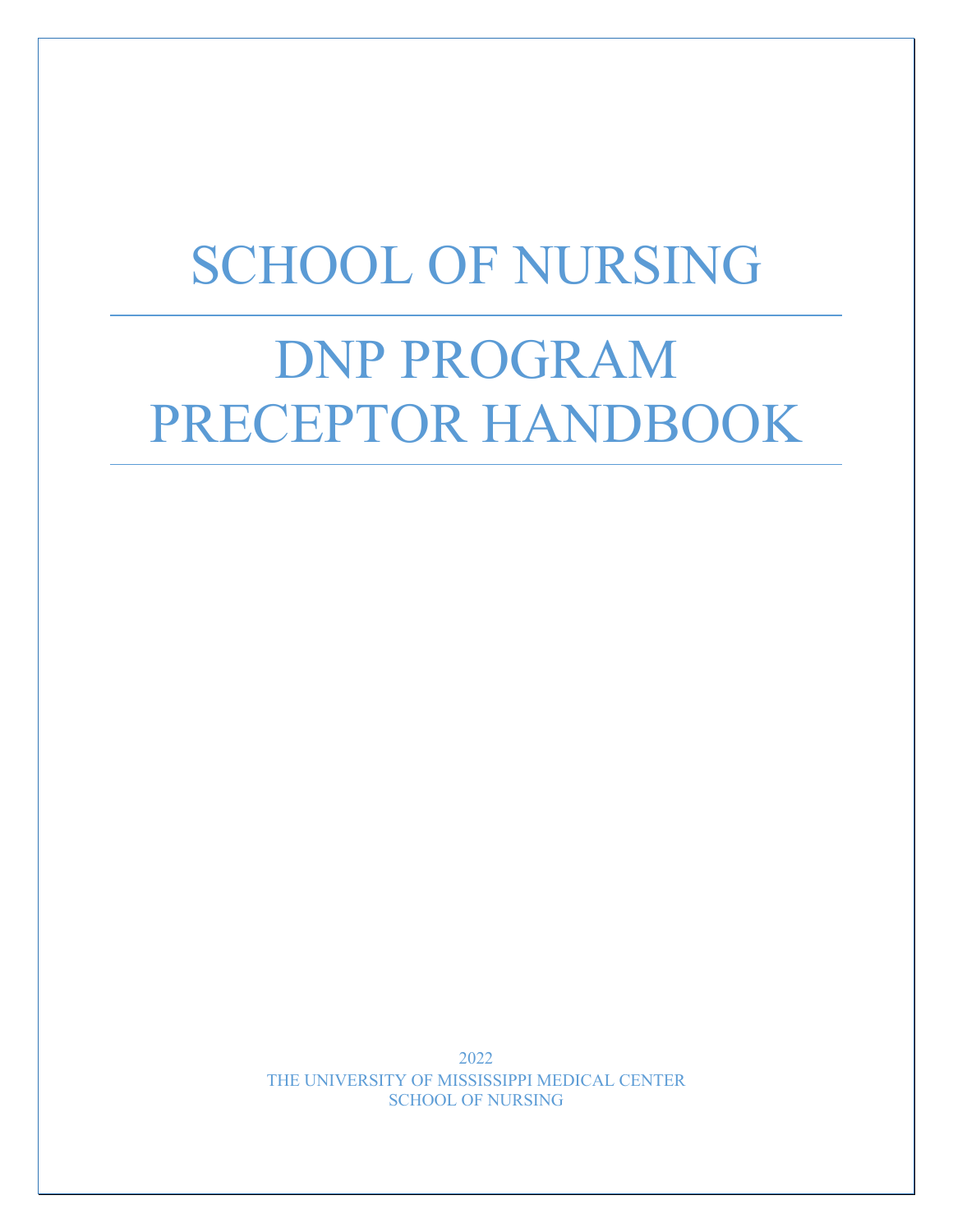# SCHOOL OF NURSING

# DNP PROGRAM PRECEPTOR HANDBOOK

2022

THE UNIVERSITY OF MISSISSIPPI MEDICAL CENTER

SCHOOL OF NURSING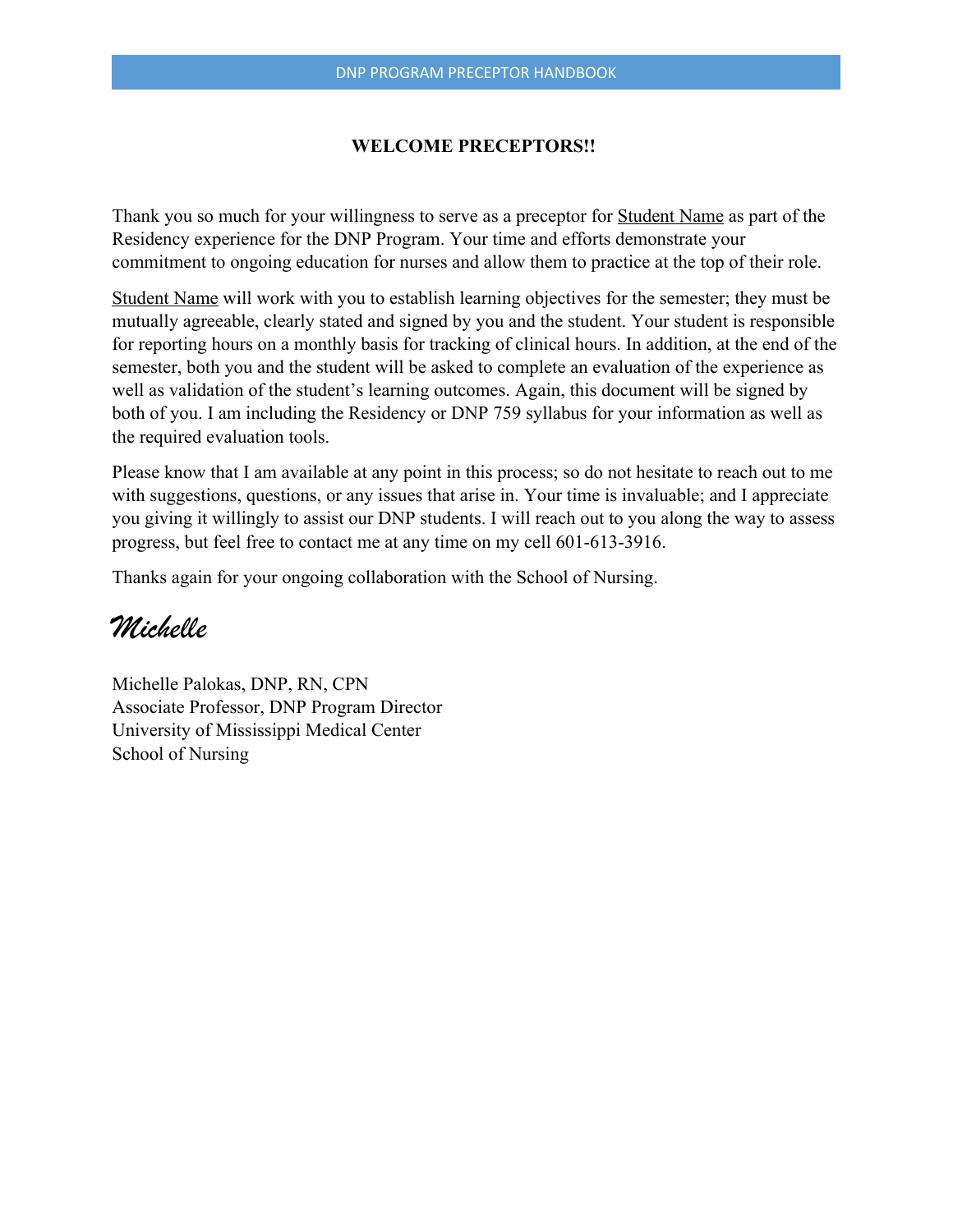# WELCOME PRECEPTORS!!

Thank you so much for your willingness to serve as a preceptor for Student Name as part of the Residency experience for the DNP Program. Your time and efforts demonstrate your commitment to ongoing education for nurses and allow them to practice at the top of their role.

Student Name will work with you to establish learning objectives for the semester; they must be mutually agreeable, clearly stated and signed by you and the student. Your student is responsible for reporting hours on a monthly basis for tracking of clinical hours. In addition, at the end of the semester, both you and the student will be asked to complete an evaluation of the experience as well as validation of the student's learning outcomes. Again, this document will be signed by both of you. I am including the Residency or DNP 759 syllabus for your information as well as the required evaluation tools.

Please know that I am available at any point in this process; so do not hesitate to reach out to me with suggestions, questions, or any issues that arise in. Your time is invaluable; and I appreciate you giving it willingly to assist our DNP students. I will reach out to you along the way to assess progress, but feel free to contact me at any time on my cell 601-613-3916.

Thanks again for your ongoing collaboration with the School of Nursing.

*Michelle*

Michelle Palokas, DNP, RN, CPN
Associate Professor, DNP Program Director
University of Mississippi Medical Center
School of Nursing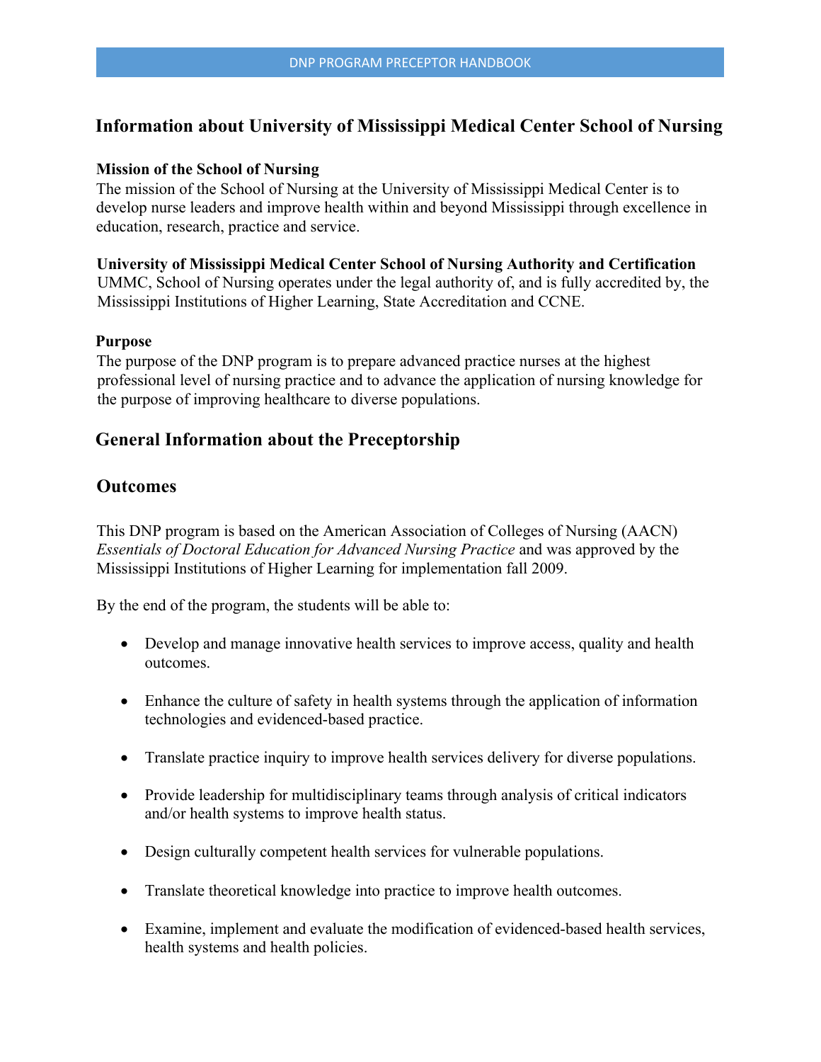## Information about University of Mississippi Medical Center School of Nursing

**Mission of the School of Nursing**

The mission of the School of Nursing at the University of Mississippi Medical Center is to develop nurse leaders and improve health within and beyond Mississippi through excellence in education, research, practice and service.

**University of Mississippi Medical Center School of Nursing Authority and Certification**

UMMC, School of Nursing operates under the legal authority of, and is fully accredited by, the Mississippi Institutions of Higher Learning, State Accreditation and CCNE.

**Purpose**

The purpose of the DNP program is to prepare advanced practice nurses at the highest professional level of nursing practice and to advance the application of nursing knowledge for the purpose of improving healthcare to diverse populations.

## General Information about the Preceptorship

## Outcomes

This DNP program is based on the American Association of Colleges of Nursing (AACN) *Essentials of Doctoral Education for Advanced Nursing Practice* and was approved by the Mississippi Institutions of Higher Learning for implementation fall 2009.

By the end of the program, the students will be able to:

- Develop and manage innovative health services to improve access, quality and health outcomes.
- Enhance the culture of safety in health systems through the application of information technologies and evidenced-based practice.
- Translate practice inquiry to improve health services delivery for diverse populations.
- Provide leadership for multidisciplinary teams through analysis of critical indicators and/or health systems to improve health status.
- Design culturally competent health services for vulnerable populations.
- Translate theoretical knowledge into practice to improve health outcomes.
- Examine, implement and evaluate the modification of evidenced-based health services, health systems and health policies.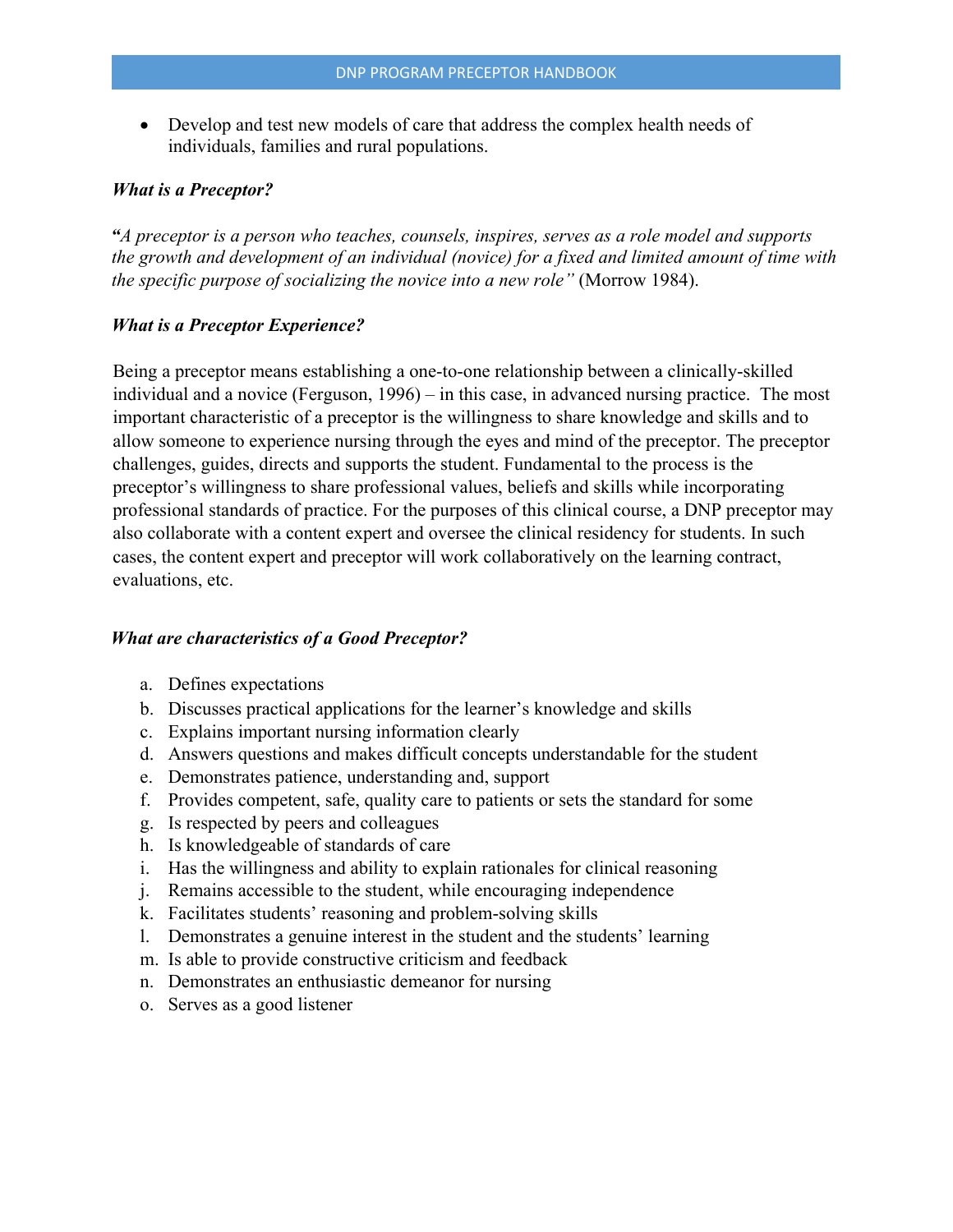- Develop and test new models of care that address the complex health needs of individuals, families and rural populations.

### *What is a Preceptor?*

***"**A preceptor is a person who teaches, counsels, inspires, serves as a role model and supports the growth and development of an individual (novice) for a fixed and limited amount of time with the specific purpose of socializing the novice into a new role"* (Morrow 1984).

### *What is a Preceptor Experience?*

Being a preceptor means establishing a one-to-one relationship between a clinically-skilled individual and a novice (Ferguson, 1996) – in this case, in advanced nursing practice. The most important characteristic of a preceptor is the willingness to share knowledge and skills and to allow someone to experience nursing through the eyes and mind of the preceptor. The preceptor challenges, guides, directs and supports the student. Fundamental to the process is the preceptor's willingness to share professional values, beliefs and skills while incorporating professional standards of practice. For the purposes of this clinical course, a DNP preceptor may also collaborate with a content expert and oversee the clinical residency for students. In such cases, the content expert and preceptor will work collaboratively on the learning contract, evaluations, etc.

### *What are characteristics of a Good Preceptor?*

a. Defines expectations
b. Discusses practical applications for the learner's knowledge and skills
c. Explains important nursing information clearly
d. Answers questions and makes difficult concepts understandable for the student
e. Demonstrates patience, understanding and, support
f. Provides competent, safe, quality care to patients or sets the standard for some
g. Is respected by peers and colleagues
h. Is knowledgeable of standards of care
i. Has the willingness and ability to explain rationales for clinical reasoning
j. Remains accessible to the student, while encouraging independence
k. Facilitates students' reasoning and problem-solving skills
l. Demonstrates a genuine interest in the student and the students' learning
m. Is able to provide constructive criticism and feedback
n. Demonstrates an enthusiastic demeanor for nursing
o. Serves as a good listener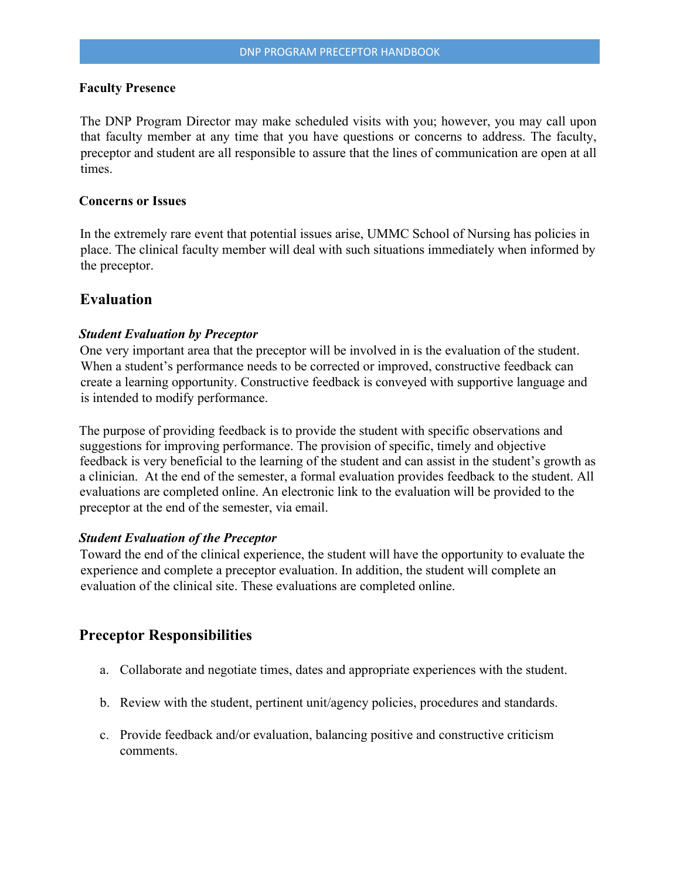**Faculty Presence**

The DNP Program Director may make scheduled visits with you; however, you may call upon that faculty member at any time that you have questions or concerns to address. The faculty, preceptor and student are all responsible to assure that the lines of communication are open at all times.

**Concerns or Issues**

In the extremely rare event that potential issues arise, UMMC School of Nursing has policies in place. The clinical faculty member will deal with such situations immediately when informed by the preceptor.

## Evaluation

***Student Evaluation by Preceptor***

One very important area that the preceptor will be involved in is the evaluation of the student. When a student's performance needs to be corrected or improved, constructive feedback can create a learning opportunity. Constructive feedback is conveyed with supportive language and is intended to modify performance.

The purpose of providing feedback is to provide the student with specific observations and suggestions for improving performance. The provision of specific, timely and objective feedback is very beneficial to the learning of the student and can assist in the student's growth as a clinician. At the end of the semester, a formal evaluation provides feedback to the student. All evaluations are completed online. An electronic link to the evaluation will be provided to the preceptor at the end of the semester, via email.

***Student Evaluation of the Preceptor***

Toward the end of the clinical experience, the student will have the opportunity to evaluate the experience and complete a preceptor evaluation. In addition, the student will complete an evaluation of the clinical site. These evaluations are completed online.

## Preceptor Responsibilities

a. Collaborate and negotiate times, dates and appropriate experiences with the student.

b. Review with the student, pertinent unit/agency policies, procedures and standards.

c. Provide feedback and/or evaluation, balancing positive and constructive criticism comments.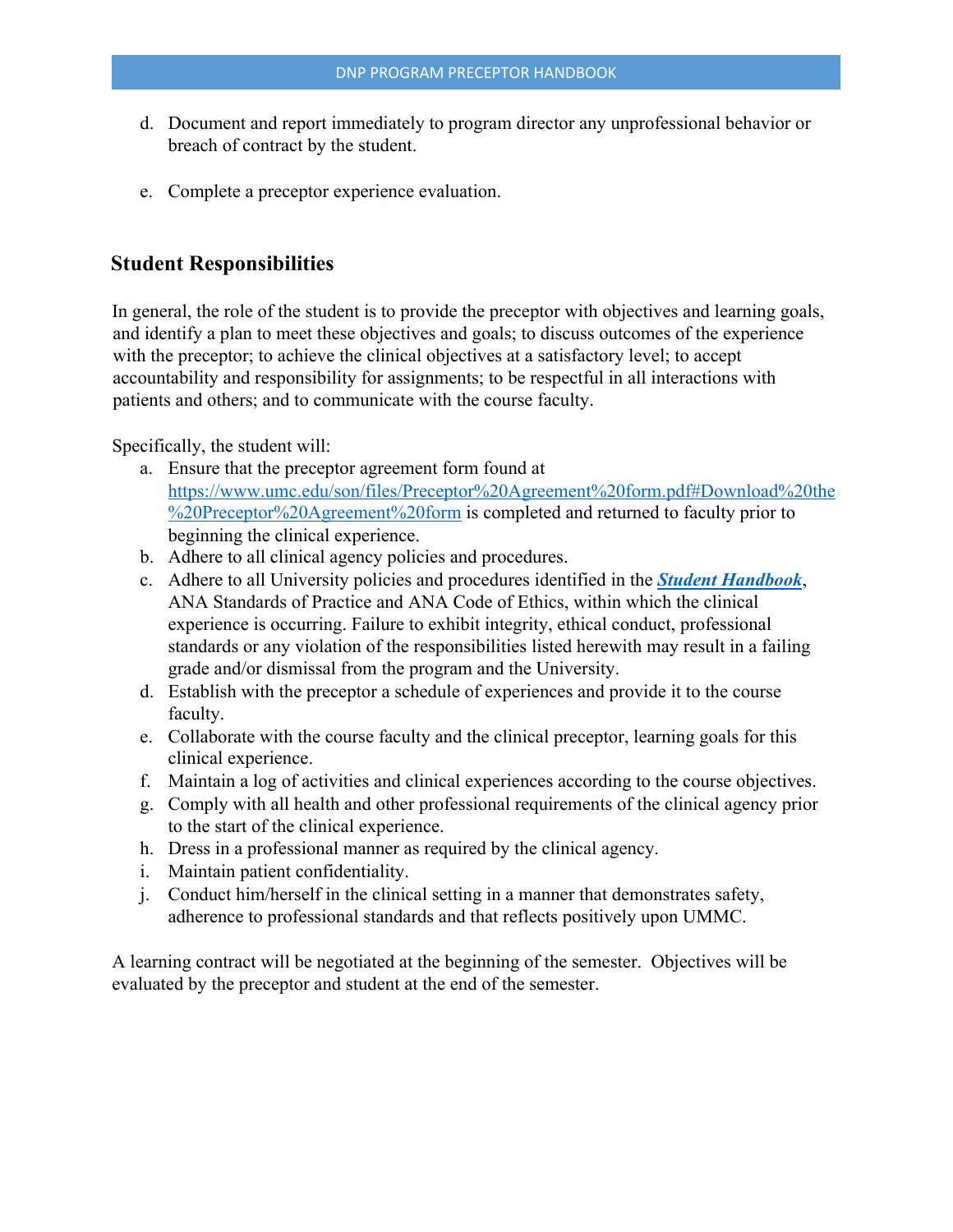d. Document and report immediately to program director any unprofessional behavior or breach of contract by the student.

e. Complete a preceptor experience evaluation.

## Student Responsibilities

In general, the role of the student is to provide the preceptor with objectives and learning goals, and identify a plan to meet these objectives and goals; to discuss outcomes of the experience with the preceptor; to achieve the clinical objectives at a satisfactory level; to accept accountability and responsibility for assignments; to be respectful in all interactions with patients and others; and to communicate with the course faculty.

Specifically, the student will:

a. Ensure that the preceptor agreement form found at [https://www.umc.edu/son/files/Preceptor%20Agreement%20form.pdf#Download%20the%20Preceptor%20Agreement%20form](https://www.umc.edu/son/files/Preceptor%20Agreement%20form.pdf#Download%20the%20Preceptor%20Agreement%20form) is completed and returned to faculty prior to beginning the clinical experience.
b. Adhere to all clinical agency policies and procedures.
c. Adhere to all University policies and procedures identified in the ***Student Handbook***, ANA Standards of Practice and ANA Code of Ethics, within which the clinical experience is occurring. Failure to exhibit integrity, ethical conduct, professional standards or any violation of the responsibilities listed herewith may result in a failing grade and/or dismissal from the program and the University.
d. Establish with the preceptor a schedule of experiences and provide it to the course faculty.
e. Collaborate with the course faculty and the clinical preceptor, learning goals for this clinical experience.
f. Maintain a log of activities and clinical experiences according to the course objectives.
g. Comply with all health and other professional requirements of the clinical agency prior to the start of the clinical experience.
h. Dress in a professional manner as required by the clinical agency.
i. Maintain patient confidentiality.
j. Conduct him/herself in the clinical setting in a manner that demonstrates safety, adherence to professional standards and that reflects positively upon UMMC.

A learning contract will be negotiated at the beginning of the semester. Objectives will be evaluated by the preceptor and student at the end of the semester.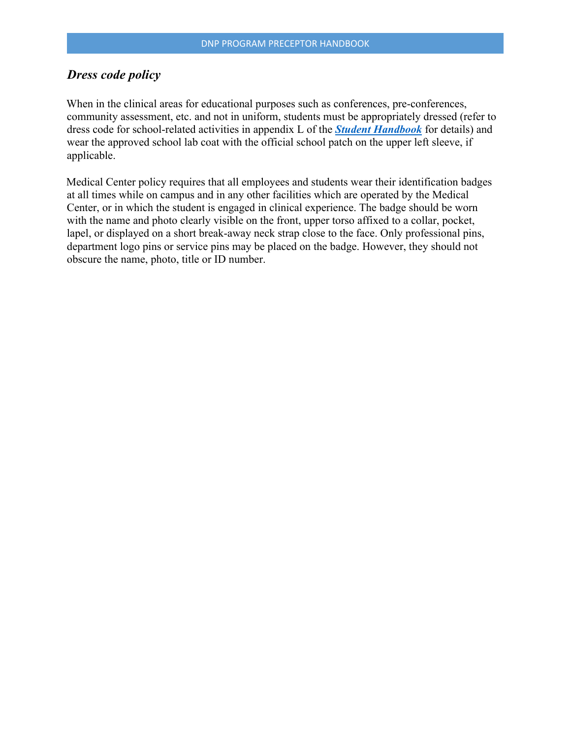## *Dress code policy*

When in the clinical areas for educational purposes such as conferences, pre-conferences, community assessment, etc. and not in uniform, students must be appropriately dressed (refer to dress code for school-related activities in appendix L of the ***Student Handbook*** for details) and wear the approved school lab coat with the official school patch on the upper left sleeve, if applicable.

Medical Center policy requires that all employees and students wear their identification badges at all times while on campus and in any other facilities which are operated by the Medical Center, or in which the student is engaged in clinical experience. The badge should be worn with the name and photo clearly visible on the front, upper torso affixed to a collar, pocket, lapel, or displayed on a short break-away neck strap close to the face. Only professional pins, department logo pins or service pins may be placed on the badge. However, they should not obscure the name, photo, title or ID number.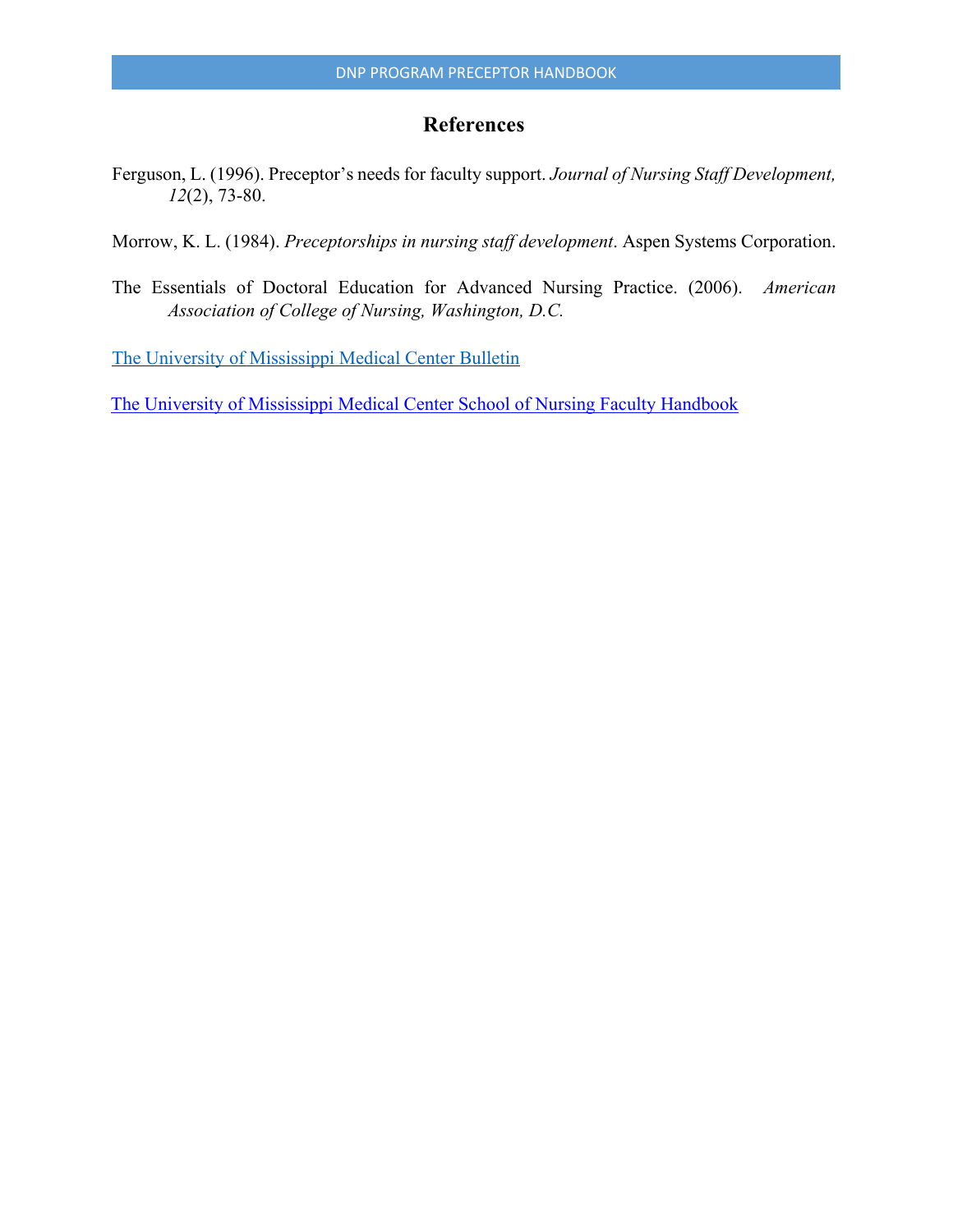# References

Ferguson, L. (1996). Preceptor's needs for faculty support. *Journal of Nursing Staff Development, 12*(2), 73-80.

Morrow, K. L. (1984). *Preceptorships in nursing staff development*. Aspen Systems Corporation.

The Essentials of Doctoral Education for Advanced Nursing Practice. (2006). *American Association of College of Nursing, Washington, D.C.*

The University of Mississippi Medical Center Bulletin

The University of Mississippi Medical Center School of Nursing Faculty Handbook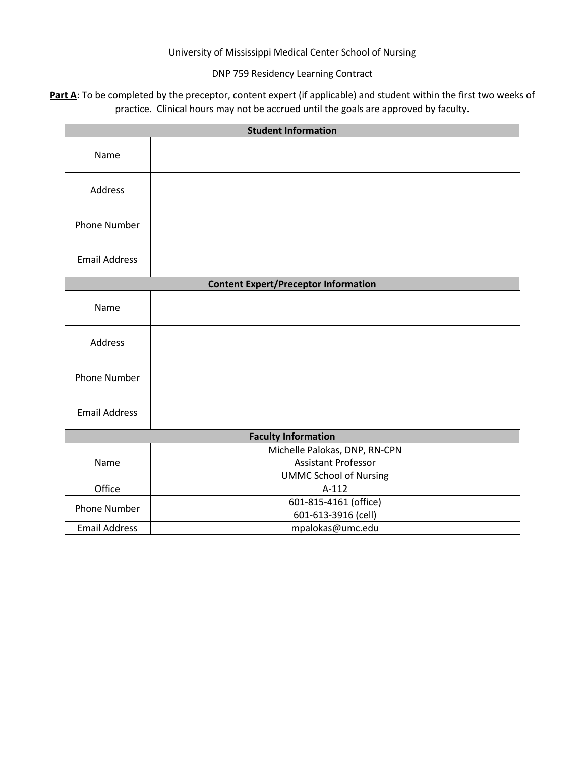University of Mississippi Medical Center School of Nursing

DNP 759 Residency Learning Contract

**Part A**: To be completed by the preceptor, content expert (if applicable) and student within the first two weeks of practice. Clinical hours may not be accrued until the goals are approved by faculty.

| **Student Information** | |
|---|---|
| Name | |
| Address | |
| Phone Number | |
| Email Address | |
| **Content Expert/Preceptor Information** | |
| Name | |
| Address | |
| Phone Number | |
| Email Address | |
| **Faculty Information** | |
| Name | Michelle Palokas, DNP, RN-CPN<br>Assistant Professor<br>UMMC School of Nursing |
| Office | A-112 |
| Phone Number | 601-815-4161 (office)<br>601-613-3916 (cell) |
| Email Address | mpalokas@umc.edu |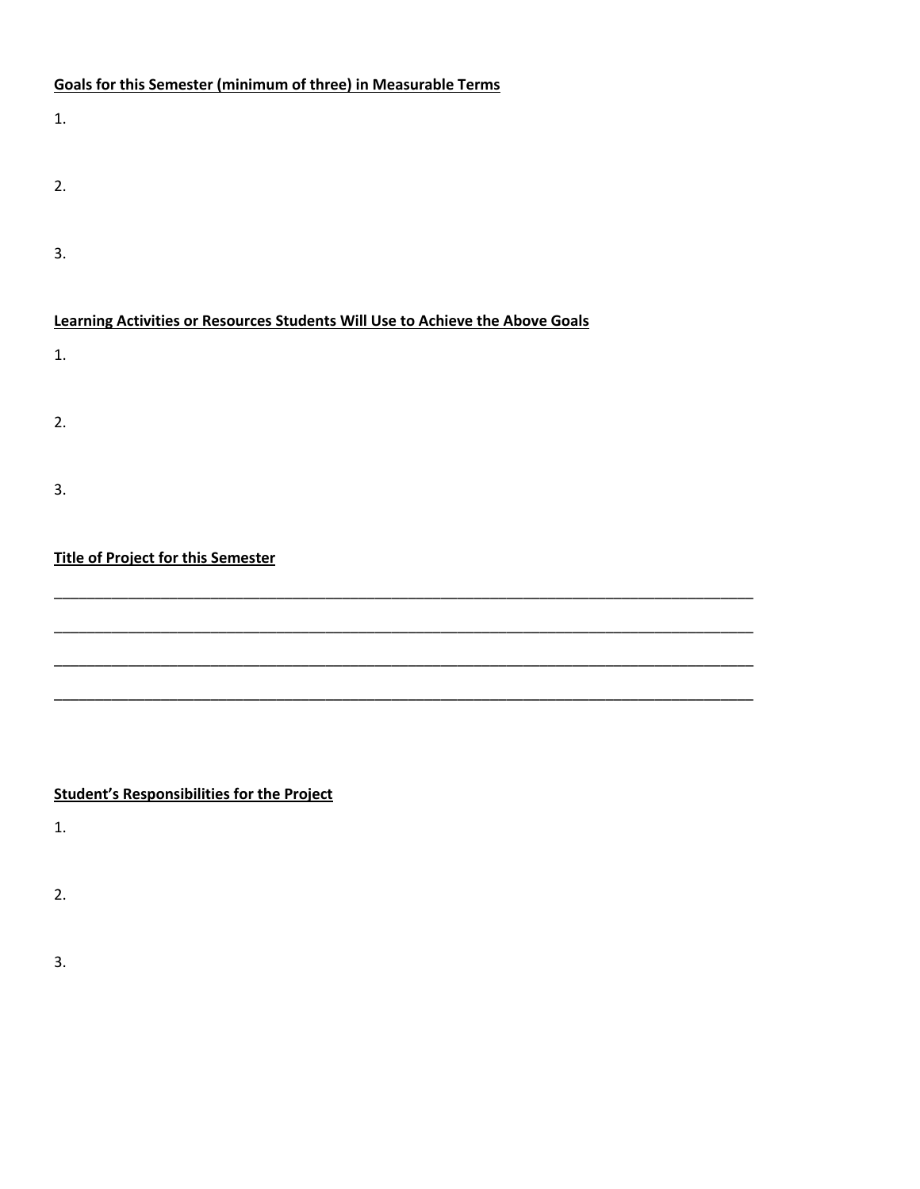**Goals for this Semester (minimum of three) in Measurable Terms**

1.

2.

3.

**Learning Activities or Resources Students Will Use to Achieve the Above Goals**

1.

2.

3.

**Title of Project for this Semester**

______________________________________________________________________________________________

______________________________________________________________________________________________

______________________________________________________________________________________________

______________________________________________________________________________________________

**Student's Responsibilities for the Project**

1.

2.

3.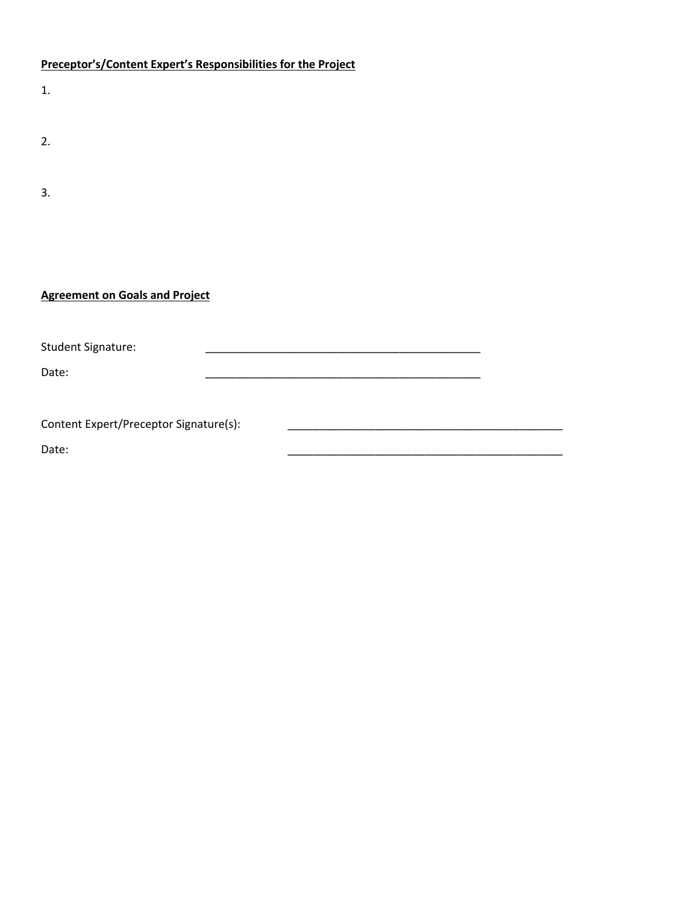**<u>Preceptor's/Content Expert's Responsibilities for the Project</u>**

1.

2.

3.

**<u>Agreement on Goals and Project</u>**

Student Signature: ______________________________________________

Date: ______________________________________________

Content Expert/Preceptor Signature(s): ______________________________________________

Date: ______________________________________________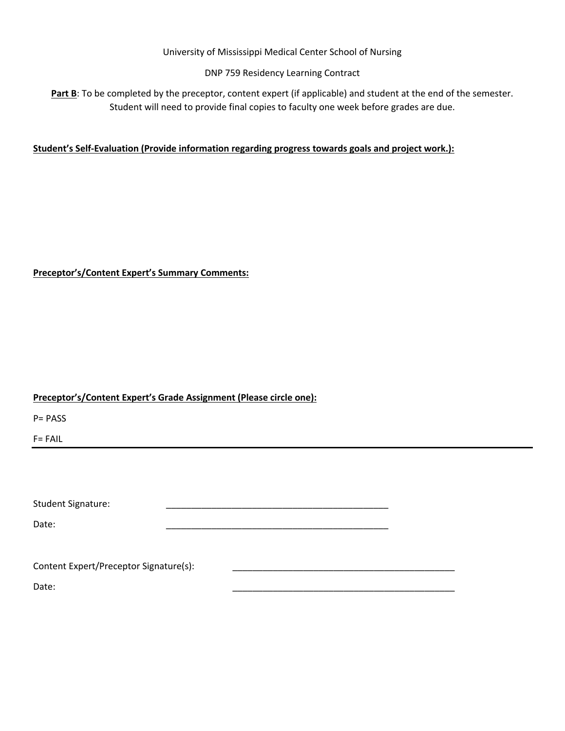University of Mississippi Medical Center School of Nursing

DNP 759 Residency Learning Contract

**Part B**: To be completed by the preceptor, content expert (if applicable) and student at the end of the semester. Student will need to provide final copies to faculty one week before grades are due.

**Student's Self-Evaluation (Provide information regarding progress towards goals and project work.):**

**Preceptor's/Content Expert's Summary Comments:**

**Preceptor's/Content Expert's Grade Assignment (Please circle one):**

P= PASS

F= FAIL

---

Student Signature: ______________________________________________

Date: ______________________________________________

Content Expert/Preceptor Signature(s): ______________________________________________

Date: ______________________________________________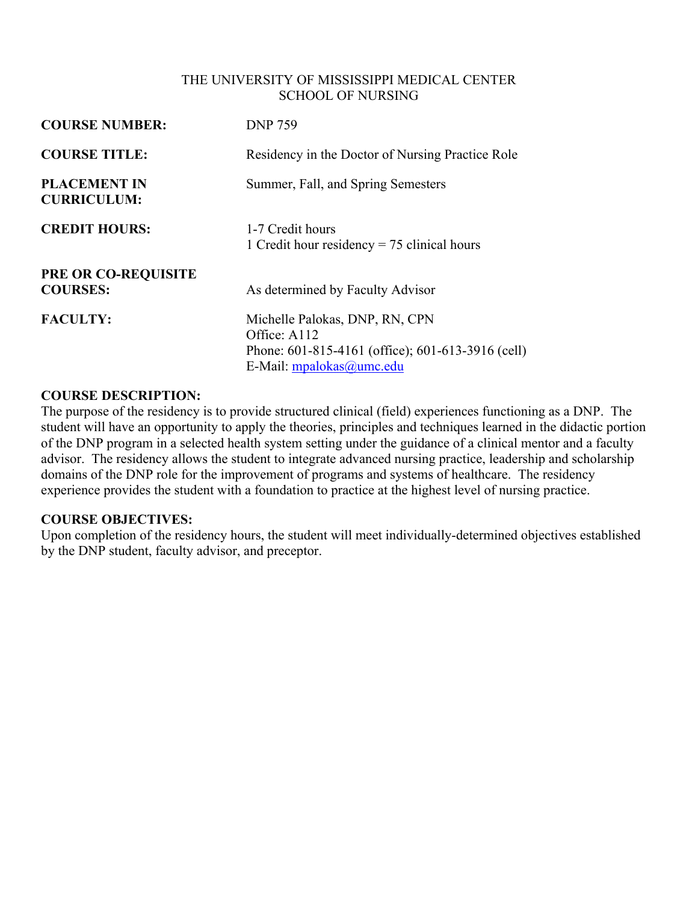THE UNIVERSITY OF MISSISSIPPI MEDICAL CENTER
SCHOOL OF NURSING

**COURSE NUMBER:** DNP 759

**COURSE TITLE:** Residency in the Doctor of Nursing Practice Role

**PLACEMENT IN CURRICULUM:** Summer, Fall, and Spring Semesters

**CREDIT HOURS:** 1-7 Credit hours
1 Credit hour residency = 75 clinical hours

**PRE OR CO-REQUISITE COURSES:** As determined by Faculty Advisor

**FACULTY:** Michelle Palokas, DNP, RN, CPN
Office: A112
Phone: 601-815-4161 (office); 601-613-3916 (cell)
E-Mail: mpalokas@umc.edu

**COURSE DESCRIPTION:**
The purpose of the residency is to provide structured clinical (field) experiences functioning as a DNP. The student will have an opportunity to apply the theories, principles and techniques learned in the didactic portion of the DNP program in a selected health system setting under the guidance of a clinical mentor and a faculty advisor. The residency allows the student to integrate advanced nursing practice, leadership and scholarship domains of the DNP role for the improvement of programs and systems of healthcare. The residency experience provides the student with a foundation to practice at the highest level of nursing practice.

**COURSE OBJECTIVES:**
Upon completion of the residency hours, the student will meet individually-determined objectives established by the DNP student, faculty advisor, and preceptor.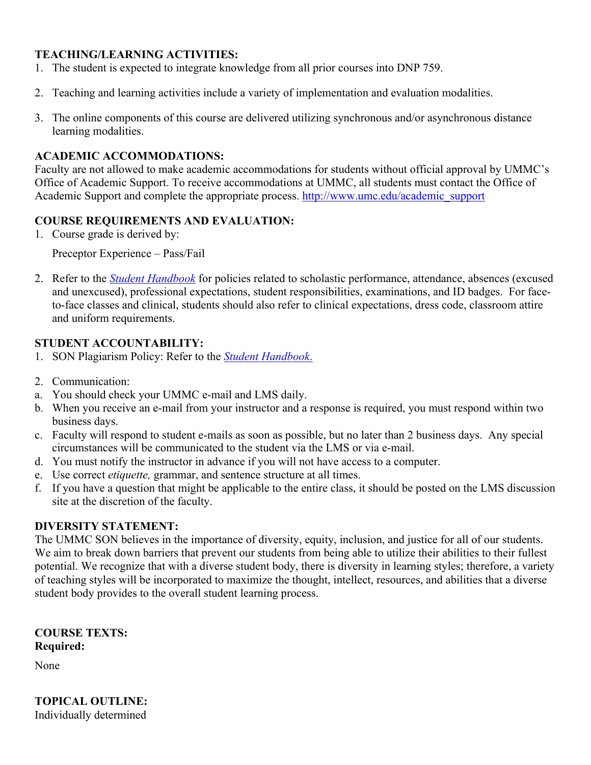**TEACHING/LEARNING ACTIVITIES:**

1. The student is expected to integrate knowledge from all prior courses into DNP 759.
2. Teaching and learning activities include a variety of implementation and evaluation modalities.
3. The online components of this course are delivered utilizing synchronous and/or asynchronous distance learning modalities.

**ACADEMIC ACCOMMODATIONS:**

Faculty are not allowed to make academic accommodations for students without official approval by UMMC's Office of Academic Support. To receive accommodations at UMMC, all students must contact the Office of Academic Support and complete the appropriate process. [http://www.umc.edu/academic_support](http://www.umc.edu/academic_support)

**COURSE REQUIREMENTS AND EVALUATION:**

1. Course grade is derived by:

   Preceptor Experience – Pass/Fail

2. Refer to the [*Student Handbook*]() for policies related to scholastic performance, attendance, absences (excused and unexcused), professional expectations, student responsibilities, examinations, and ID badges. For face-to-face classes and clinical, students should also refer to clinical expectations, dress code, classroom attire and uniform requirements.

**STUDENT ACCOUNTABILITY:**

1. SON Plagiarism Policy: Refer to the [*Student Handbook*.]()
2. Communication:

a. You should check your UMMC e-mail and LMS daily.
b. When you receive an e-mail from your instructor and a response is required, you must respond within two business days.
c. Faculty will respond to student e-mails as soon as possible, but no later than 2 business days. Any special circumstances will be communicated to the student via the LMS or via e-mail.
d. You must notify the instructor in advance if you will not have access to a computer.
e. Use correct *etiquette,* grammar, and sentence structure at all times.
f. If you have a question that might be applicable to the entire class, it should be posted on the LMS discussion site at the discretion of the faculty.

**DIVERSITY STATEMENT:**

The UMMC SON believes in the importance of diversity, equity, inclusion, and justice for all of our students. We aim to break down barriers that prevent our students from being able to utilize their abilities to their fullest potential. We recognize that with a diverse student body, there is diversity in learning styles; therefore, a variety of teaching styles will be incorporated to maximize the thought, intellect, resources, and abilities that a diverse student body provides to the overall student learning process.

**COURSE TEXTS:**
**Required:**

None

**TOPICAL OUTLINE:**
Individually determined